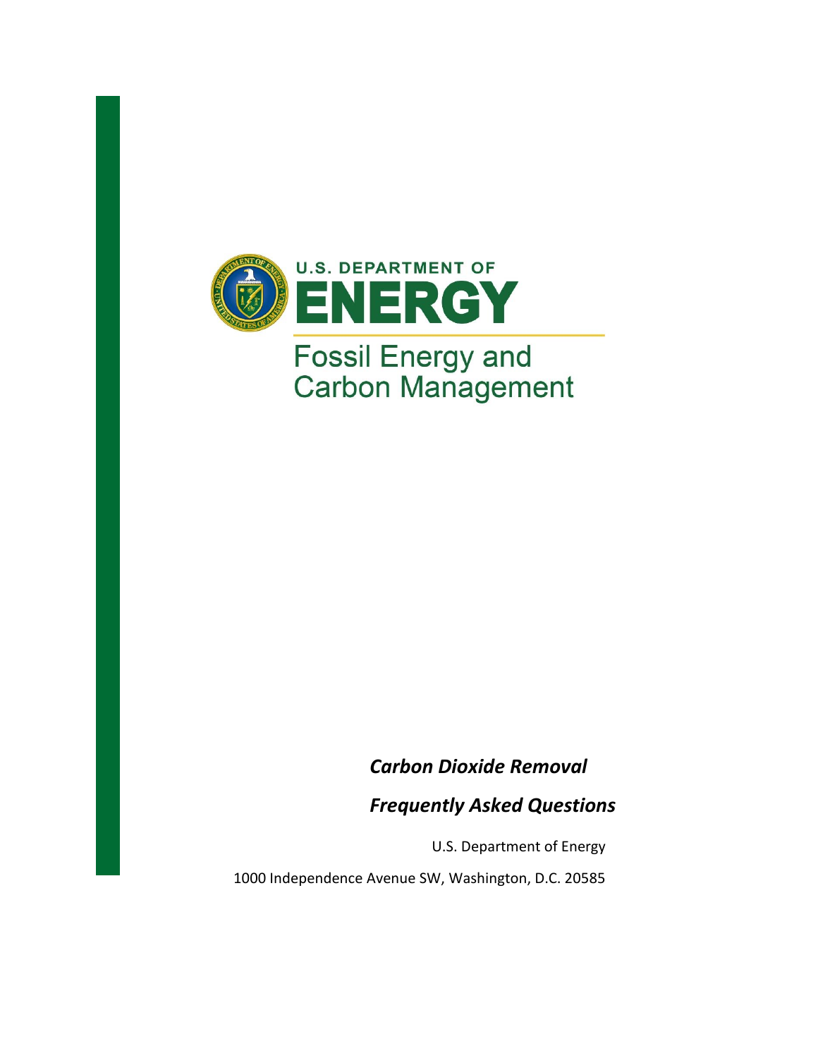U.S. DEPARTMENT OF

# ENERGY

Fossil Energy and Carbon Management

***Carbon Dioxide Removal***

***Frequently Asked Questions***

U.S. Department of Energy

1000 Independence Avenue SW, Washington, D.C. 20585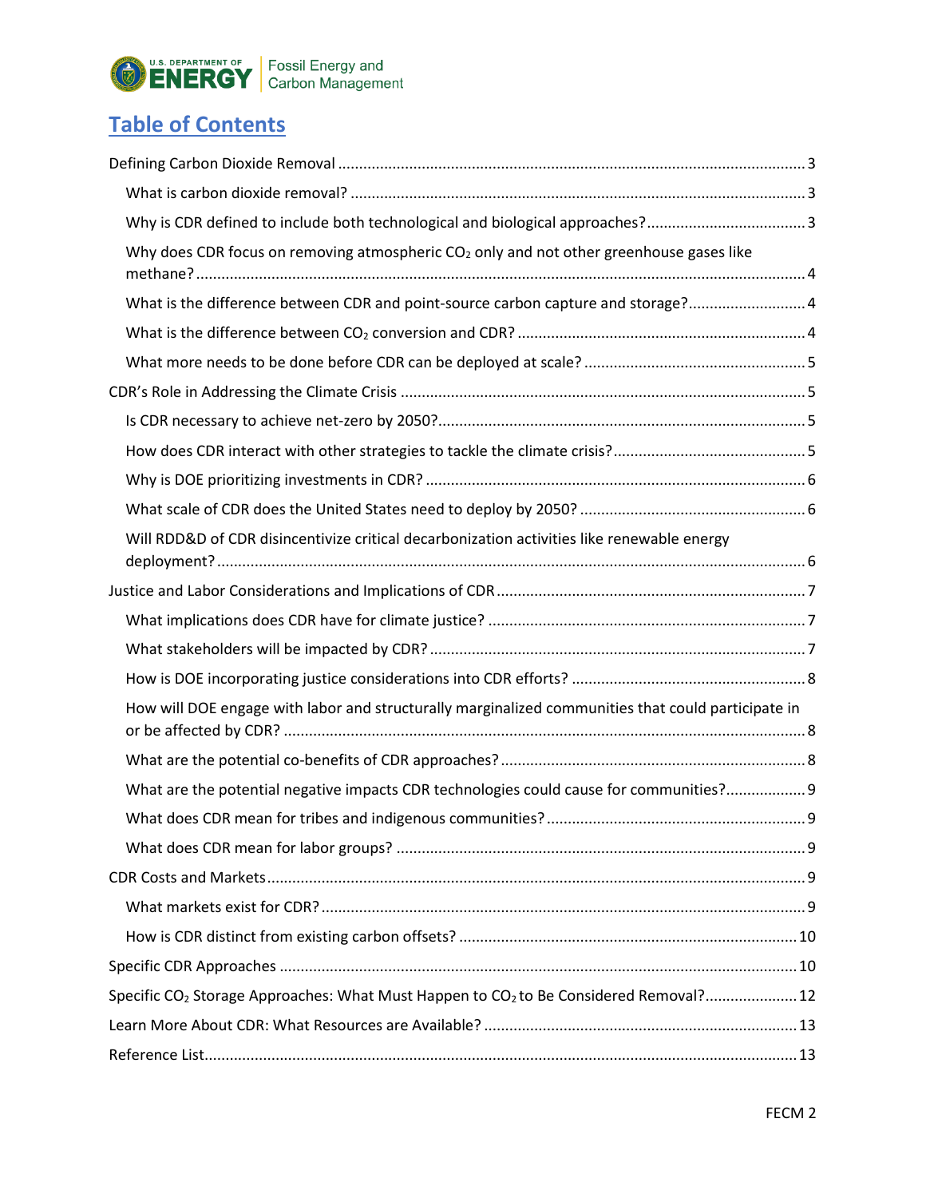# Table of Contents

- Defining Carbon Dioxide Removal ... 3
  - What is carbon dioxide removal? ... 3
  - Why is CDR defined to include both technological and biological approaches? ... 3
  - Why does CDR focus on removing atmospheric $CO_2$ only and not other greenhouse gases like methane? ... 4
  - What is the difference between CDR and point-source carbon capture and storage? ... 4
  - What is the difference between $CO_2$ conversion and CDR? ... 4
  - What more needs to be done before CDR can be deployed at scale? ... 5
- CDR's Role in Addressing the Climate Crisis ... 5
  - Is CDR necessary to achieve net-zero by 2050? ... 5
  - How does CDR interact with other strategies to tackle the climate crisis? ... 5
  - Why is DOE prioritizing investments in CDR? ... 6
  - What scale of CDR does the United States need to deploy by 2050? ... 6
  - Will RDD&D of CDR disincentivize critical decarbonization activities like renewable energy deployment? ... 6
- Justice and Labor Considerations and Implications of CDR ... 7
  - What implications does CDR have for climate justice? ... 7
  - What stakeholders will be impacted by CDR? ... 7
  - How is DOE incorporating justice considerations into CDR efforts? ... 8
  - How will DOE engage with labor and structurally marginalized communities that could participate in or be affected by CDR? ... 8
  - What are the potential co-benefits of CDR approaches? ... 8
  - What are the potential negative impacts CDR technologies could cause for communities? ... 9
  - What does CDR mean for tribes and indigenous communities? ... 9
  - What does CDR mean for labor groups? ... 9
- CDR Costs and Markets ... 9
  - What markets exist for CDR? ... 9
  - How is CDR distinct from existing carbon offsets? ... 10
- Specific CDR Approaches ... 10
- Specific $CO_2$ Storage Approaches: What Must Happen to $CO_2$ to Be Considered Removal? ... 12
- Learn More About CDR: What Resources are Available? ... 13
- Reference List ... 13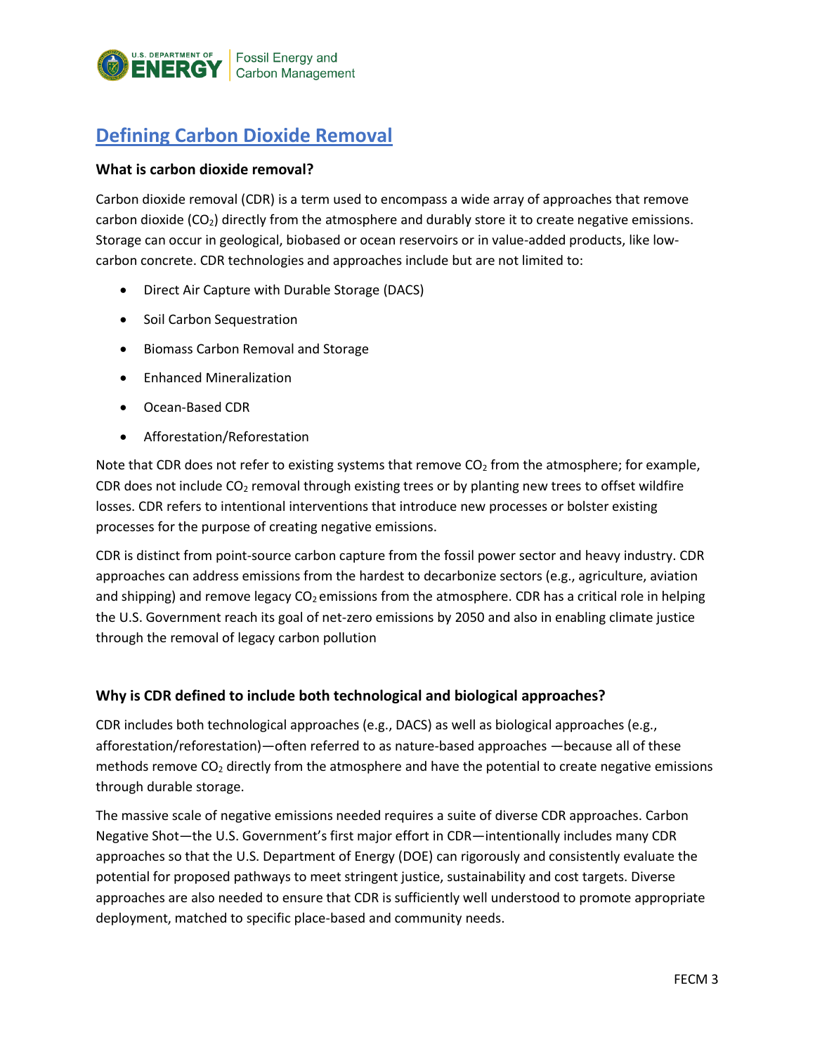## Defining Carbon Dioxide Removal

### What is carbon dioxide removal?

Carbon dioxide removal (CDR) is a term used to encompass a wide array of approaches that remove carbon dioxide ($CO_2$) directly from the atmosphere and durably store it to create negative emissions. Storage can occur in geological, biobased or ocean reservoirs or in value-added products, like low-carbon concrete. CDR technologies and approaches include but are not limited to:

- Direct Air Capture with Durable Storage (DACS)
- Soil Carbon Sequestration
- Biomass Carbon Removal and Storage
- Enhanced Mineralization
- Ocean-Based CDR
- Afforestation/Reforestation

Note that CDR does not refer to existing systems that remove $CO_2$ from the atmosphere; for example, CDR does not include $CO_2$ removal through existing trees or by planting new trees to offset wildfire losses. CDR refers to intentional interventions that introduce new processes or bolster existing processes for the purpose of creating negative emissions.

CDR is distinct from point-source carbon capture from the fossil power sector and heavy industry. CDR approaches can address emissions from the hardest to decarbonize sectors (e.g., agriculture, aviation and shipping) and remove legacy $CO_2$ emissions from the atmosphere. CDR has a critical role in helping the U.S. Government reach its goal of net-zero emissions by 2050 and also in enabling climate justice through the removal of legacy carbon pollution

### Why is CDR defined to include both technological and biological approaches?

CDR includes both technological approaches (e.g., DACS) as well as biological approaches (e.g., afforestation/reforestation)—often referred to as nature-based approaches —because all of these methods remove $CO_2$ directly from the atmosphere and have the potential to create negative emissions through durable storage.

The massive scale of negative emissions needed requires a suite of diverse CDR approaches. Carbon Negative Shot—the U.S. Government's first major effort in CDR—intentionally includes many CDR approaches so that the U.S. Department of Energy (DOE) can rigorously and consistently evaluate the potential for proposed pathways to meet stringent justice, sustainability and cost targets. Diverse approaches are also needed to ensure that CDR is sufficiently well understood to promote appropriate deployment, matched to specific place-based and community needs.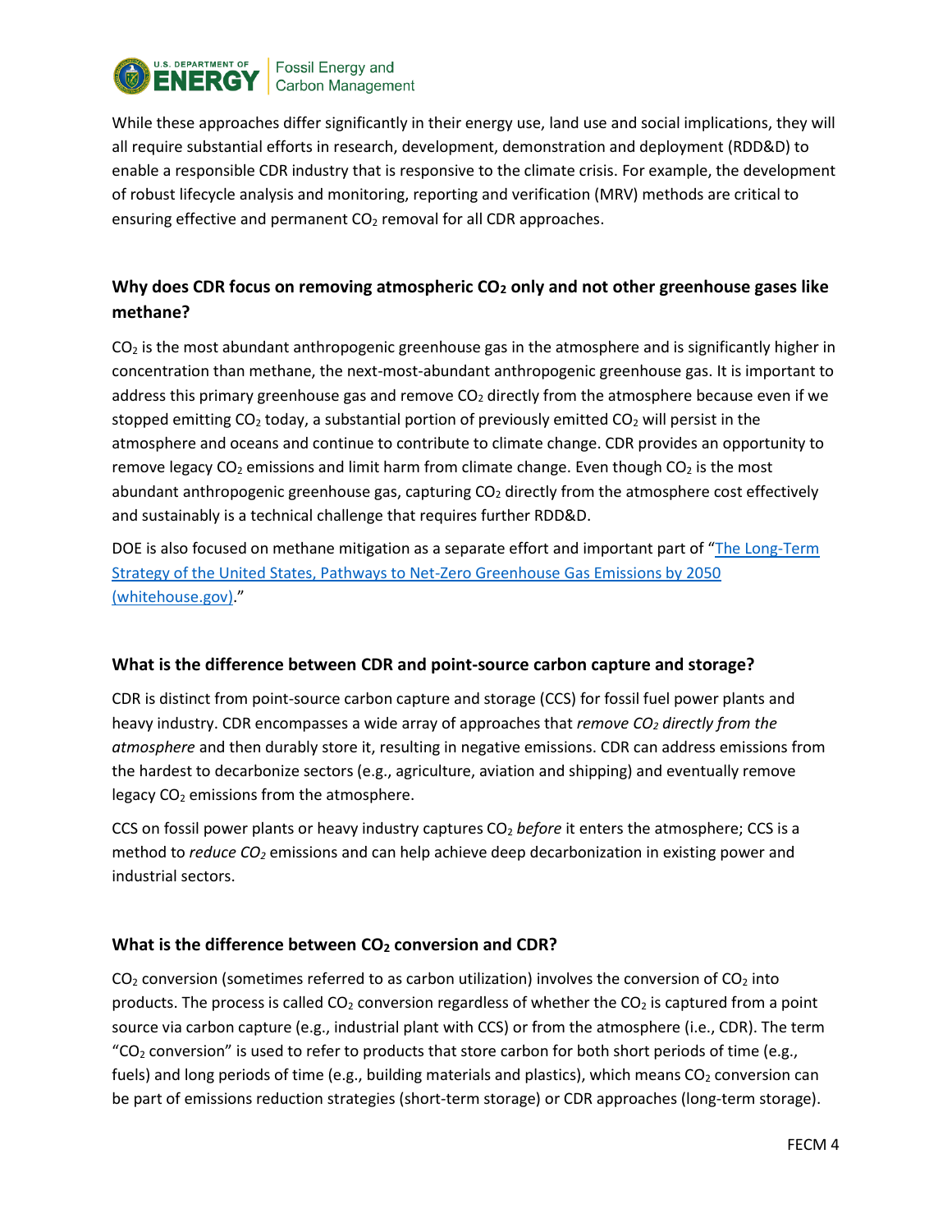While these approaches differ significantly in their energy use, land use and social implications, they will all require substantial efforts in research, development, demonstration and deployment (RDD&D) to enable a responsible CDR industry that is responsive to the climate crisis. For example, the development of robust lifecycle analysis and monitoring, reporting and verification (MRV) methods are critical to ensuring effective and permanent $CO_2$ removal for all CDR approaches.

### Why does CDR focus on removing atmospheric $CO_2$ only and not other greenhouse gases like methane?

$CO_2$ is the most abundant anthropogenic greenhouse gas in the atmosphere and is significantly higher in concentration than methane, the next-most-abundant anthropogenic greenhouse gas. It is important to address this primary greenhouse gas and remove $CO_2$ directly from the atmosphere because even if we stopped emitting $CO_2$ today, a substantial portion of previously emitted $CO_2$ will persist in the atmosphere and oceans and continue to contribute to climate change. CDR provides an opportunity to remove legacy $CO_2$ emissions and limit harm from climate change. Even though $CO_2$ is the most abundant anthropogenic greenhouse gas, capturing $CO_2$ directly from the atmosphere cost effectively and sustainably is a technical challenge that requires further RDD&D.

DOE is also focused on methane mitigation as a separate effort and important part of "The Long-Term Strategy of the United States, Pathways to Net-Zero Greenhouse Gas Emissions by 2050 (whitehouse.gov)."

### What is the difference between CDR and point-source carbon capture and storage?

CDR is distinct from point-source carbon capture and storage (CCS) for fossil fuel power plants and heavy industry. CDR encompasses a wide array of approaches that *remove $CO_2$ directly from the atmosphere* and then durably store it, resulting in negative emissions. CDR can address emissions from the hardest to decarbonize sectors (e.g., agriculture, aviation and shipping) and eventually remove legacy $CO_2$ emissions from the atmosphere.

CCS on fossil power plants or heavy industry captures $CO_2$ *before* it enters the atmosphere; CCS is a method to *reduce $CO_2$* emissions and can help achieve deep decarbonization in existing power and industrial sectors.

### What is the difference between $CO_2$ conversion and CDR?

$CO_2$ conversion (sometimes referred to as carbon utilization) involves the conversion of $CO_2$ into products. The process is called $CO_2$ conversion regardless of whether the $CO_2$ is captured from a point source via carbon capture (e.g., industrial plant with CCS) or from the atmosphere (i.e., CDR). The term "$CO_2$ conversion" is used to refer to products that store carbon for both short periods of time (e.g., fuels) and long periods of time (e.g., building materials and plastics), which means $CO_2$ conversion can be part of emissions reduction strategies (short-term storage) or CDR approaches (long-term storage).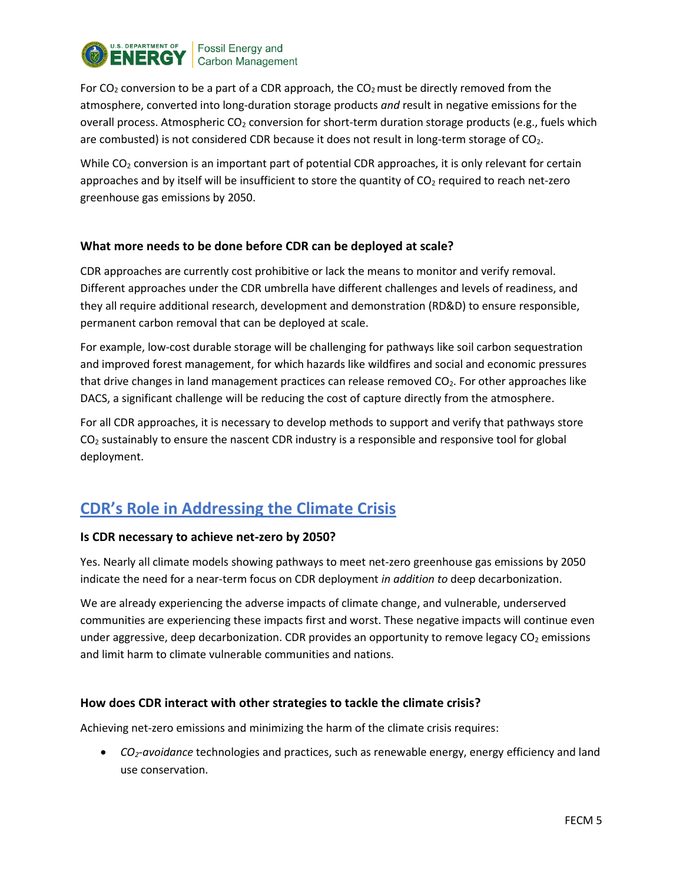For $CO_2$ conversion to be a part of a CDR approach, the $CO_2$ must be directly removed from the atmosphere, converted into long-duration storage products *and* result in negative emissions for the overall process. Atmospheric $CO_2$ conversion for short-term duration storage products (e.g., fuels which are combusted) is not considered CDR because it does not result in long-term storage of $CO_2$.

While $CO_2$ conversion is an important part of potential CDR approaches, it is only relevant for certain approaches and by itself will be insufficient to store the quantity of $CO_2$ required to reach net-zero greenhouse gas emissions by 2050.

### What more needs to be done before CDR can be deployed at scale?

CDR approaches are currently cost prohibitive or lack the means to monitor and verify removal. Different approaches under the CDR umbrella have different challenges and levels of readiness, and they all require additional research, development and demonstration (RD&D) to ensure responsible, permanent carbon removal that can be deployed at scale.

For example, low-cost durable storage will be challenging for pathways like soil carbon sequestration and improved forest management, for which hazards like wildfires and social and economic pressures that drive changes in land management practices can release removed $CO_2$. For other approaches like DACS, a significant challenge will be reducing the cost of capture directly from the atmosphere.

For all CDR approaches, it is necessary to develop methods to support and verify that pathways store $CO_2$ sustainably to ensure the nascent CDR industry is a responsible and responsive tool for global deployment.

## CDR's Role in Addressing the Climate Crisis

### Is CDR necessary to achieve net-zero by 2050?

Yes. Nearly all climate models showing pathways to meet net-zero greenhouse gas emissions by 2050 indicate the need for a near-term focus on CDR deployment *in addition to* deep decarbonization.

We are already experiencing the adverse impacts of climate change, and vulnerable, underserved communities are experiencing these impacts first and worst. These negative impacts will continue even under aggressive, deep decarbonization. CDR provides an opportunity to remove legacy $CO_2$ emissions and limit harm to climate vulnerable communities and nations.

### How does CDR interact with other strategies to tackle the climate crisis?

Achieving net-zero emissions and minimizing the harm of the climate crisis requires:

- *$CO_2$-avoidance* technologies and practices, such as renewable energy, energy efficiency and land use conservation.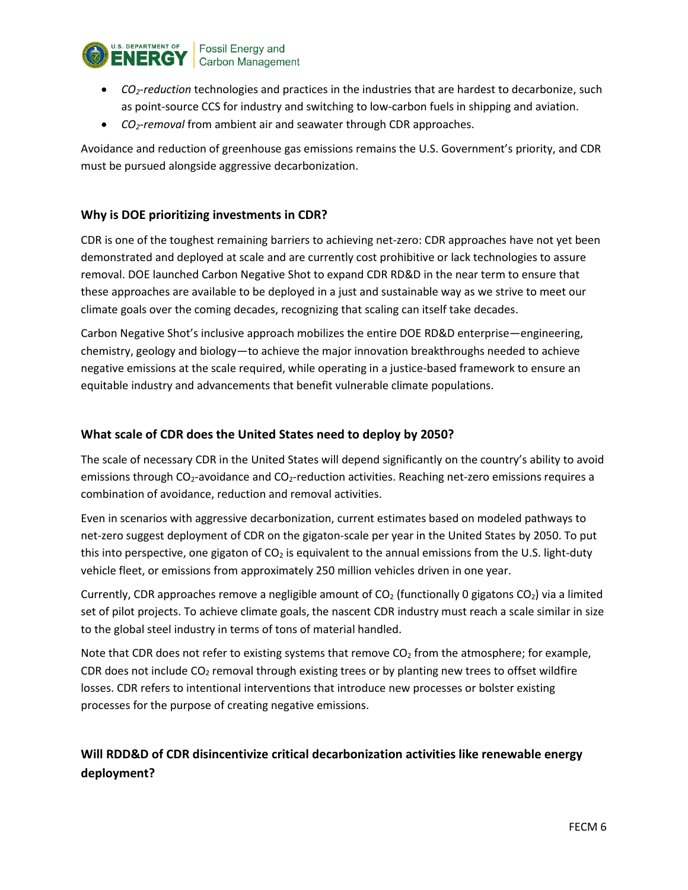- *$CO_2$-reduction* technologies and practices in the industries that are hardest to decarbonize, such as point-source CCS for industry and switching to low-carbon fuels in shipping and aviation.
- *$CO_2$-removal* from ambient air and seawater through CDR approaches.

Avoidance and reduction of greenhouse gas emissions remains the U.S. Government's priority, and CDR must be pursued alongside aggressive decarbonization.

### Why is DOE prioritizing investments in CDR?

CDR is one of the toughest remaining barriers to achieving net-zero: CDR approaches have not yet been demonstrated and deployed at scale and are currently cost prohibitive or lack technologies to assure removal. DOE launched Carbon Negative Shot to expand CDR RD&D in the near term to ensure that these approaches are available to be deployed in a just and sustainable way as we strive to meet our climate goals over the coming decades, recognizing that scaling can itself take decades.

Carbon Negative Shot's inclusive approach mobilizes the entire DOE RD&D enterprise—engineering, chemistry, geology and biology—to achieve the major innovation breakthroughs needed to achieve negative emissions at the scale required, while operating in a justice-based framework to ensure an equitable industry and advancements that benefit vulnerable climate populations.

### What scale of CDR does the United States need to deploy by 2050?

The scale of necessary CDR in the United States will depend significantly on the country's ability to avoid emissions through $CO_2$-avoidance and $CO_2$-reduction activities. Reaching net-zero emissions requires a combination of avoidance, reduction and removal activities.

Even in scenarios with aggressive decarbonization, current estimates based on modeled pathways to net-zero suggest deployment of CDR on the gigaton-scale per year in the United States by 2050. To put this into perspective, one gigaton of $CO_2$ is equivalent to the annual emissions from the U.S. light-duty vehicle fleet, or emissions from approximately 250 million vehicles driven in one year.

Currently, CDR approaches remove a negligible amount of $CO_2$ (functionally 0 gigatons $CO_2$) via a limited set of pilot projects. To achieve climate goals, the nascent CDR industry must reach a scale similar in size to the global steel industry in terms of tons of material handled.

Note that CDR does not refer to existing systems that remove $CO_2$ from the atmosphere; for example, CDR does not include $CO_2$ removal through existing trees or by planting new trees to offset wildfire losses. CDR refers to intentional interventions that introduce new processes or bolster existing processes for the purpose of creating negative emissions.

### Will RDD&D of CDR disincentivize critical decarbonization activities like renewable energy deployment?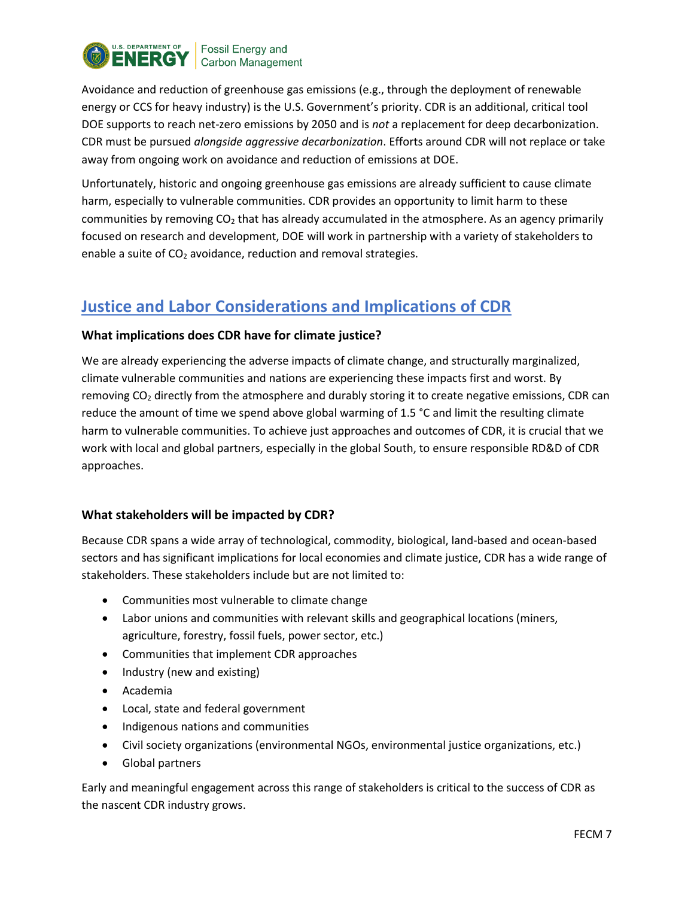Avoidance and reduction of greenhouse gas emissions (e.g., through the deployment of renewable energy or CCS for heavy industry) is the U.S. Government's priority. CDR is an additional, critical tool DOE supports to reach net-zero emissions by 2050 and is *not* a replacement for deep decarbonization. CDR must be pursued *alongside aggressive decarbonization*. Efforts around CDR will not replace or take away from ongoing work on avoidance and reduction of emissions at DOE.

Unfortunately, historic and ongoing greenhouse gas emissions are already sufficient to cause climate harm, especially to vulnerable communities. CDR provides an opportunity to limit harm to these communities by removing $CO_2$ that has already accumulated in the atmosphere. As an agency primarily focused on research and development, DOE will work in partnership with a variety of stakeholders to enable a suite of $CO_2$ avoidance, reduction and removal strategies.

## Justice and Labor Considerations and Implications of CDR

### What implications does CDR have for climate justice?

We are already experiencing the adverse impacts of climate change, and structurally marginalized, climate vulnerable communities and nations are experiencing these impacts first and worst. By removing $CO_2$ directly from the atmosphere and durably storing it to create negative emissions, CDR can reduce the amount of time we spend above global warming of 1.5 °C and limit the resulting climate harm to vulnerable communities. To achieve just approaches and outcomes of CDR, it is crucial that we work with local and global partners, especially in the global South, to ensure responsible RD&D of CDR approaches.

### What stakeholders will be impacted by CDR?

Because CDR spans a wide array of technological, commodity, biological, land-based and ocean-based sectors and has significant implications for local economies and climate justice, CDR has a wide range of stakeholders. These stakeholders include but are not limited to:

- Communities most vulnerable to climate change
- Labor unions and communities with relevant skills and geographical locations (miners, agriculture, forestry, fossil fuels, power sector, etc.)
- Communities that implement CDR approaches
- Industry (new and existing)
- Academia
- Local, state and federal government
- Indigenous nations and communities
- Civil society organizations (environmental NGOs, environmental justice organizations, etc.)
- Global partners

Early and meaningful engagement across this range of stakeholders is critical to the success of CDR as the nascent CDR industry grows.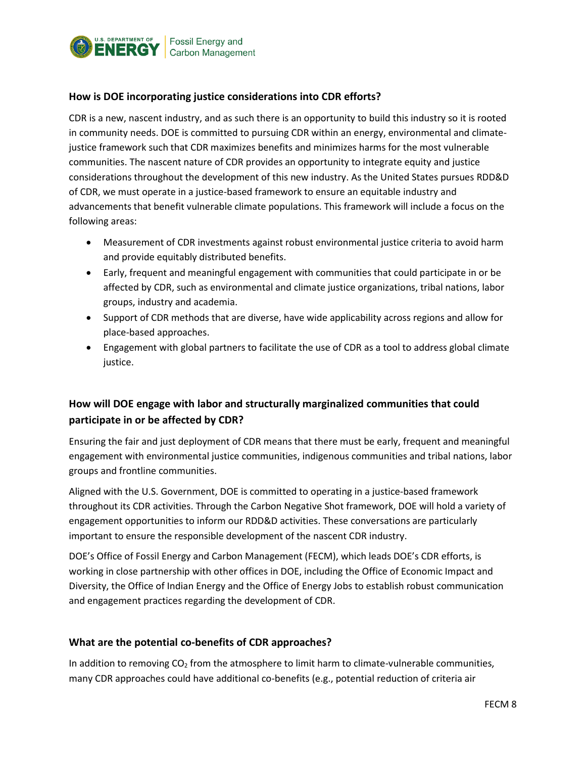### How is DOE incorporating justice considerations into CDR efforts?

CDR is a new, nascent industry, and as such there is an opportunity to build this industry so it is rooted in community needs. DOE is committed to pursuing CDR within an energy, environmental and climate-justice framework such that CDR maximizes benefits and minimizes harms for the most vulnerable communities. The nascent nature of CDR provides an opportunity to integrate equity and justice considerations throughout the development of this new industry. As the United States pursues RDD&D of CDR, we must operate in a justice-based framework to ensure an equitable industry and advancements that benefit vulnerable climate populations. This framework will include a focus on the following areas:

- Measurement of CDR investments against robust environmental justice criteria to avoid harm and provide equitably distributed benefits.
- Early, frequent and meaningful engagement with communities that could participate in or be affected by CDR, such as environmental and climate justice organizations, tribal nations, labor groups, industry and academia.
- Support of CDR methods that are diverse, have wide applicability across regions and allow for place-based approaches.
- Engagement with global partners to facilitate the use of CDR as a tool to address global climate justice.

### How will DOE engage with labor and structurally marginalized communities that could participate in or be affected by CDR?

Ensuring the fair and just deployment of CDR means that there must be early, frequent and meaningful engagement with environmental justice communities, indigenous communities and tribal nations, labor groups and frontline communities.

Aligned with the U.S. Government, DOE is committed to operating in a justice-based framework throughout its CDR activities. Through the Carbon Negative Shot framework, DOE will hold a variety of engagement opportunities to inform our RDD&D activities. These conversations are particularly important to ensure the responsible development of the nascent CDR industry.

DOE's Office of Fossil Energy and Carbon Management (FECM), which leads DOE's CDR efforts, is working in close partnership with other offices in DOE, including the Office of Economic Impact and Diversity, the Office of Indian Energy and the Office of Energy Jobs to establish robust communication and engagement practices regarding the development of CDR.

### What are the potential co-benefits of CDR approaches?

In addition to removing $CO_2$ from the atmosphere to limit harm to climate-vulnerable communities, many CDR approaches could have additional co-benefits (e.g., potential reduction of criteria air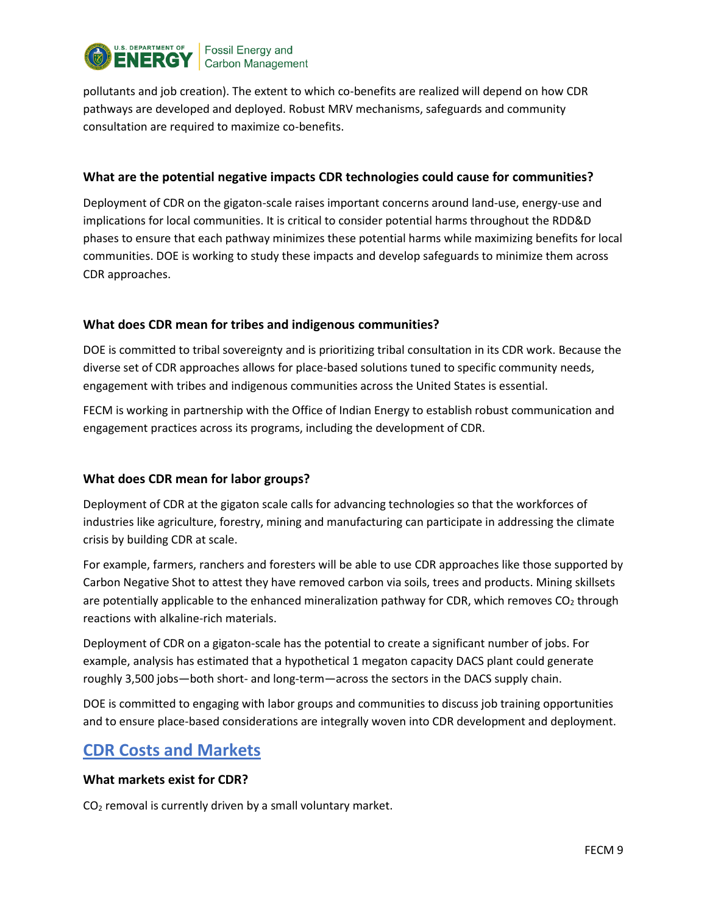pollutants and job creation). The extent to which co-benefits are realized will depend on how CDR pathways are developed and deployed. Robust MRV mechanisms, safeguards and community consultation are required to maximize co-benefits.

### What are the potential negative impacts CDR technologies could cause for communities?

Deployment of CDR on the gigaton-scale raises important concerns around land-use, energy-use and implications for local communities. It is critical to consider potential harms throughout the RDD&D phases to ensure that each pathway minimizes these potential harms while maximizing benefits for local communities. DOE is working to study these impacts and develop safeguards to minimize them across CDR approaches.

### What does CDR mean for tribes and indigenous communities?

DOE is committed to tribal sovereignty and is prioritizing tribal consultation in its CDR work. Because the diverse set of CDR approaches allows for place-based solutions tuned to specific community needs, engagement with tribes and indigenous communities across the United States is essential.

FECM is working in partnership with the Office of Indian Energy to establish robust communication and engagement practices across its programs, including the development of CDR.

### What does CDR mean for labor groups?

Deployment of CDR at the gigaton scale calls for advancing technologies so that the workforces of industries like agriculture, forestry, mining and manufacturing can participate in addressing the climate crisis by building CDR at scale.

For example, farmers, ranchers and foresters will be able to use CDR approaches like those supported by Carbon Negative Shot to attest they have removed carbon via soils, trees and products. Mining skillsets are potentially applicable to the enhanced mineralization pathway for CDR, which removes $CO_2$ through reactions with alkaline-rich materials.

Deployment of CDR on a gigaton-scale has the potential to create a significant number of jobs. For example, analysis has estimated that a hypothetical 1 megaton capacity DACS plant could generate roughly 3,500 jobs—both short- and long-term—across the sectors in the DACS supply chain.

DOE is committed to engaging with labor groups and communities to discuss job training opportunities and to ensure place-based considerations are integrally woven into CDR development and deployment.

## CDR Costs and Markets

### What markets exist for CDR?

$CO_2$ removal is currently driven by a small voluntary market.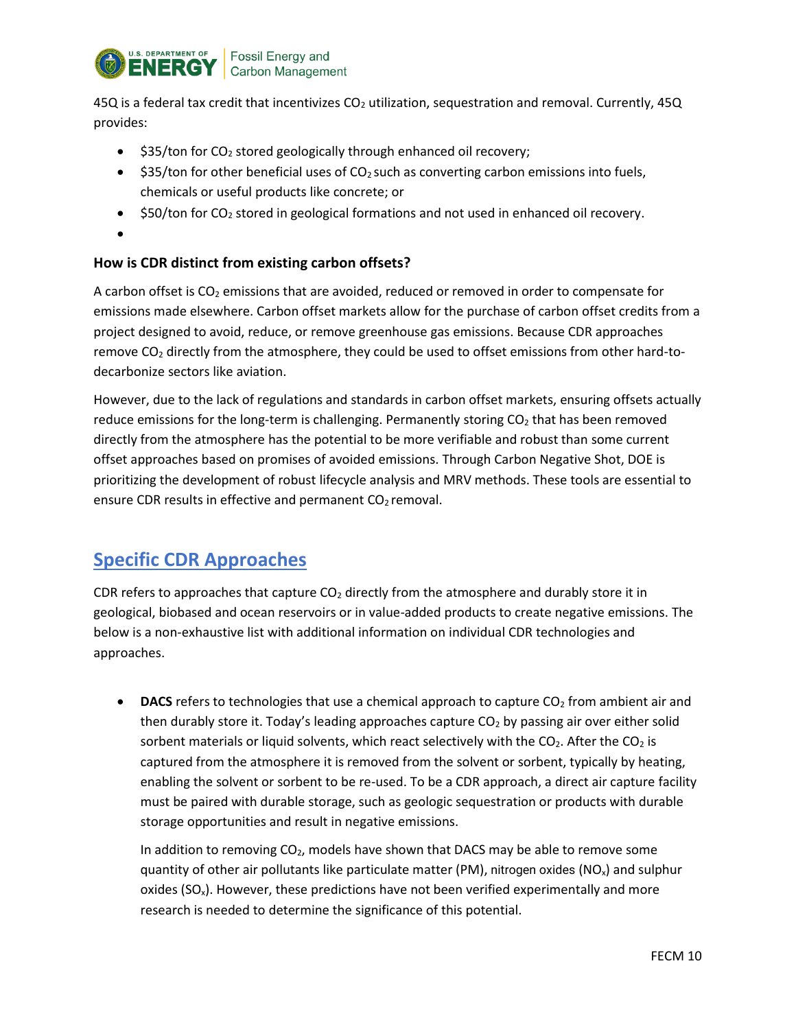45Q is a federal tax credit that incentivizes $CO_2$ utilization, sequestration and removal. Currently, 45Q provides:

- $35/ton for $CO_2$ stored geologically through enhanced oil recovery;
- $35/ton for other beneficial uses of $CO_2$ such as converting carbon emissions into fuels, chemicals or useful products like concrete; or
- $50/ton for $CO_2$ stored in geological formations and not used in enhanced oil recovery.

### How is CDR distinct from existing carbon offsets?

A carbon offset is $CO_2$ emissions that are avoided, reduced or removed in order to compensate for emissions made elsewhere. Carbon offset markets allow for the purchase of carbon offset credits from a project designed to avoid, reduce, or remove greenhouse gas emissions. Because CDR approaches remove $CO_2$ directly from the atmosphere, they could be used to offset emissions from other hard-to-decarbonize sectors like aviation.

However, due to the lack of regulations and standards in carbon offset markets, ensuring offsets actually reduce emissions for the long-term is challenging. Permanently storing $CO_2$ that has been removed directly from the atmosphere has the potential to be more verifiable and robust than some current offset approaches based on promises of avoided emissions. Through Carbon Negative Shot, DOE is prioritizing the development of robust lifecycle analysis and MRV methods. These tools are essential to ensure CDR results in effective and permanent $CO_2$ removal.

## Specific CDR Approaches

CDR refers to approaches that capture $CO_2$ directly from the atmosphere and durably store it in geological, biobased and ocean reservoirs or in value-added products to create negative emissions. The below is a non-exhaustive list with additional information on individual CDR technologies and approaches.

- **DACS** refers to technologies that use a chemical approach to capture $CO_2$ from ambient air and then durably store it. Today's leading approaches capture $CO_2$ by passing air over either solid sorbent materials or liquid solvents, which react selectively with the $CO_2$. After the $CO_2$ is captured from the atmosphere it is removed from the solvent or sorbent, typically by heating, enabling the solvent or sorbent to be re-used. To be a CDR approach, a direct air capture facility must be paired with durable storage, such as geologic sequestration or products with durable storage opportunities and result in negative emissions.

  In addition to removing $CO_2$, models have shown that DACS may be able to remove some quantity of other air pollutants like particulate matter (PM), nitrogen oxides ($NO_x$) and sulphur oxides ($SO_x$). However, these predictions have not been verified experimentally and more research is needed to determine the significance of this potential.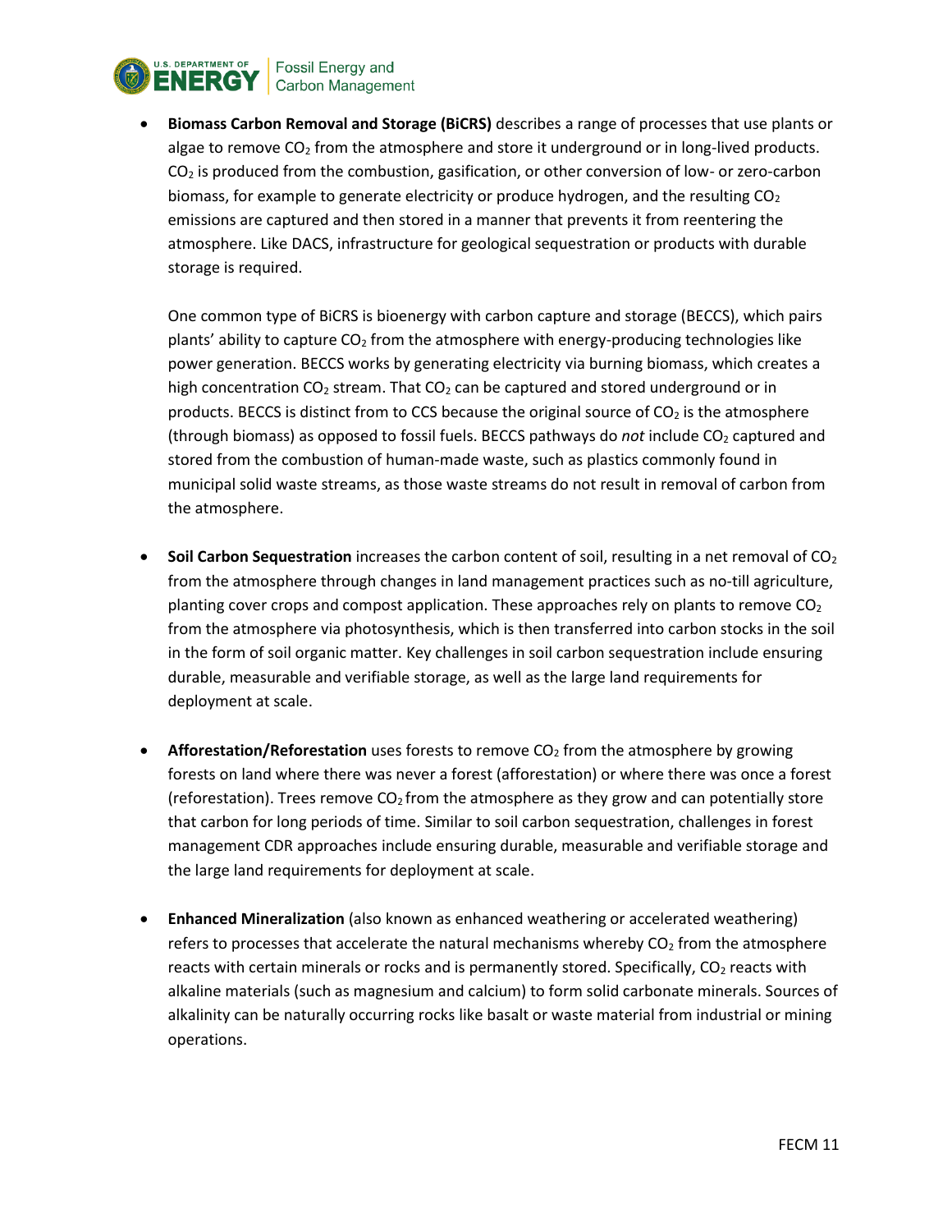- **Biomass Carbon Removal and Storage (BiCRS)** describes a range of processes that use plants or algae to remove $CO_2$ from the atmosphere and store it underground or in long-lived products. $CO_2$ is produced from the combustion, gasification, or other conversion of low- or zero-carbon biomass, for example to generate electricity or produce hydrogen, and the resulting $CO_2$ emissions are captured and then stored in a manner that prevents it from reentering the atmosphere. Like DACS, infrastructure for geological sequestration or products with durable storage is required.

  One common type of BiCRS is bioenergy with carbon capture and storage (BECCS), which pairs plants' ability to capture $CO_2$ from the atmosphere with energy-producing technologies like power generation. BECCS works by generating electricity via burning biomass, which creates a high concentration $CO_2$ stream. That $CO_2$ can be captured and stored underground or in products. BECCS is distinct from to CCS because the original source of $CO_2$ is the atmosphere (through biomass) as opposed to fossil fuels. BECCS pathways do *not* include $CO_2$ captured and stored from the combustion of human-made waste, such as plastics commonly found in municipal solid waste streams, as those waste streams do not result in removal of carbon from the atmosphere.

- **Soil Carbon Sequestration** increases the carbon content of soil, resulting in a net removal of $CO_2$ from the atmosphere through changes in land management practices such as no-till agriculture, planting cover crops and compost application. These approaches rely on plants to remove $CO_2$ from the atmosphere via photosynthesis, which is then transferred into carbon stocks in the soil in the form of soil organic matter. Key challenges in soil carbon sequestration include ensuring durable, measurable and verifiable storage, as well as the large land requirements for deployment at scale.

- **Afforestation/Reforestation** uses forests to remove $CO_2$ from the atmosphere by growing forests on land where there was never a forest (afforestation) or where there was once a forest (reforestation). Trees remove $CO_2$ from the atmosphere as they grow and can potentially store that carbon for long periods of time. Similar to soil carbon sequestration, challenges in forest management CDR approaches include ensuring durable, measurable and verifiable storage and the large land requirements for deployment at scale.

- **Enhanced Mineralization** (also known as enhanced weathering or accelerated weathering) refers to processes that accelerate the natural mechanisms whereby $CO_2$ from the atmosphere reacts with certain minerals or rocks and is permanently stored. Specifically, $CO_2$ reacts with alkaline materials (such as magnesium and calcium) to form solid carbonate minerals. Sources of alkalinity can be naturally occurring rocks like basalt or waste material from industrial or mining operations.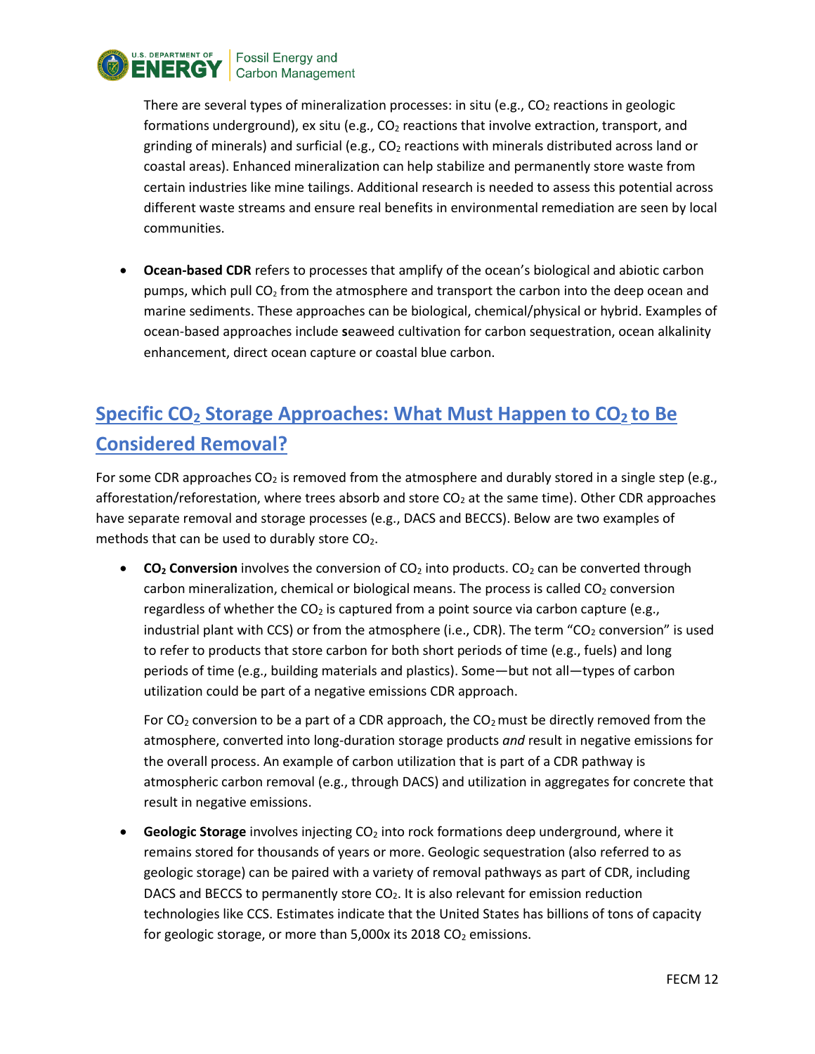There are several types of mineralization processes: in situ (e.g., $CO_2$ reactions in geologic formations underground), ex situ (e.g., $CO_2$ reactions that involve extraction, transport, and grinding of minerals) and surficial (e.g., $CO_2$ reactions with minerals distributed across land or coastal areas). Enhanced mineralization can help stabilize and permanently store waste from certain industries like mine tailings. Additional research is needed to assess this potential across different waste streams and ensure real benefits in environmental remediation are seen by local communities.

- **Ocean-based CDR** refers to processes that amplify of the ocean's biological and abiotic carbon pumps, which pull $CO_2$ from the atmosphere and transport the carbon into the deep ocean and marine sediments. These approaches can be biological, chemical/physical or hybrid. Examples of ocean-based approaches include **s**eaweed cultivation for carbon sequestration, ocean alkalinity enhancement, direct ocean capture or coastal blue carbon.

## Specific $CO_2$ Storage Approaches: What Must Happen to $CO_2$ to Be Considered Removal?

For some CDR approaches $CO_2$ is removed from the atmosphere and durably stored in a single step (e.g., afforestation/reforestation, where trees absorb and store $CO_2$ at the same time). Other CDR approaches have separate removal and storage processes (e.g., DACS and BECCS). Below are two examples of methods that can be used to durably store $CO_2$.

- **$CO_2$ Conversion** involves the conversion of $CO_2$ into products. $CO_2$ can be converted through carbon mineralization, chemical or biological means. The process is called $CO_2$ conversion regardless of whether the $CO_2$ is captured from a point source via carbon capture (e.g., industrial plant with CCS) or from the atmosphere (i.e., CDR). The term "$CO_2$ conversion" is used to refer to products that store carbon for both short periods of time (e.g., fuels) and long periods of time (e.g., building materials and plastics). Some—but not all—types of carbon utilization could be part of a negative emissions CDR approach.

  For $CO_2$ conversion to be a part of a CDR approach, the $CO_2$ must be directly removed from the atmosphere, converted into long-duration storage products *and* result in negative emissions for the overall process. An example of carbon utilization that is part of a CDR pathway is atmospheric carbon removal (e.g., through DACS) and utilization in aggregates for concrete that result in negative emissions.

- **Geologic Storage** involves injecting $CO_2$ into rock formations deep underground, where it remains stored for thousands of years or more. Geologic sequestration (also referred to as geologic storage) can be paired with a variety of removal pathways as part of CDR, including DACS and BECCS to permanently store $CO_2$. It is also relevant for emission reduction technologies like CCS. Estimates indicate that the United States has billions of tons of capacity for geologic storage, or more than 5,000x its 2018 $CO_2$ emissions.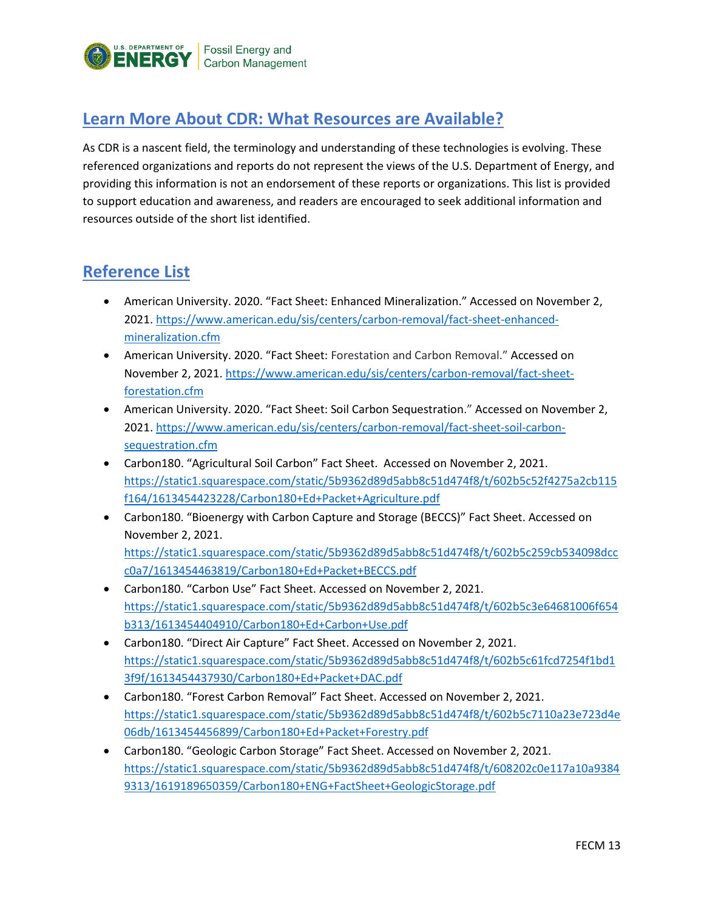## Learn More About CDR: What Resources are Available?

As CDR is a nascent field, the terminology and understanding of these technologies is evolving. These referenced organizations and reports do not represent the views of the U.S. Department of Energy, and providing this information is not an endorsement of these reports or organizations. This list is provided to support education and awareness, and readers are encouraged to seek additional information and resources outside of the short list identified.

## Reference List

- American University. 2020. "Fact Sheet: Enhanced Mineralization." Accessed on November 2, 2021. https://www.american.edu/sis/centers/carbon-removal/fact-sheet-enhanced-mineralization.cfm
- American University. 2020. "Fact Sheet: Forestation and Carbon Removal." Accessed on November 2, 2021. https://www.american.edu/sis/centers/carbon-removal/fact-sheet-forestation.cfm
- American University. 2020. "Fact Sheet: Soil Carbon Sequestration." Accessed on November 2, 2021. https://www.american.edu/sis/centers/carbon-removal/fact-sheet-soil-carbon-sequestration.cfm
- Carbon180. "Agricultural Soil Carbon" Fact Sheet. Accessed on November 2, 2021. https://static1.squarespace.com/static/5b9362d89d5abb8c51d474f8/t/602b5c52f4275a2cb115f164/1613454423228/Carbon180+Ed+Packet+Agriculture.pdf
- Carbon180. "Bioenergy with Carbon Capture and Storage (BECCS)" Fact Sheet. Accessed on November 2, 2021. https://static1.squarespace.com/static/5b9362d89d5abb8c51d474f8/t/602b5c259cb534098dccc0a7/1613454463819/Carbon180+Ed+Packet+BECCS.pdf
- Carbon180. "Carbon Use" Fact Sheet. Accessed on November 2, 2021. https://static1.squarespace.com/static/5b9362d89d5abb8c51d474f8/t/602b5c3e64681006f654b313/1613454404910/Carbon180+Ed+Carbon+Use.pdf
- Carbon180. "Direct Air Capture" Fact Sheet. Accessed on November 2, 2021. https://static1.squarespace.com/static/5b9362d89d5abb8c51d474f8/t/602b5c61fcd7254f1bd13f9f/1613454437930/Carbon180+Ed+Packet+DAC.pdf
- Carbon180. "Forest Carbon Removal" Fact Sheet. Accessed on November 2, 2021. https://static1.squarespace.com/static/5b9362d89d5abb8c51d474f8/t/602b5c7110a23e723d4e06db/1613454456899/Carbon180+Ed+Packet+Forestry.pdf
- Carbon180. "Geologic Carbon Storage" Fact Sheet. Accessed on November 2, 2021. https://static1.squarespace.com/static/5b9362d89d5abb8c51d474f8/t/608202c0e117a10a93849313/1619189650359/Carbon180+ENG+FactSheet+GeologicStorage.pdf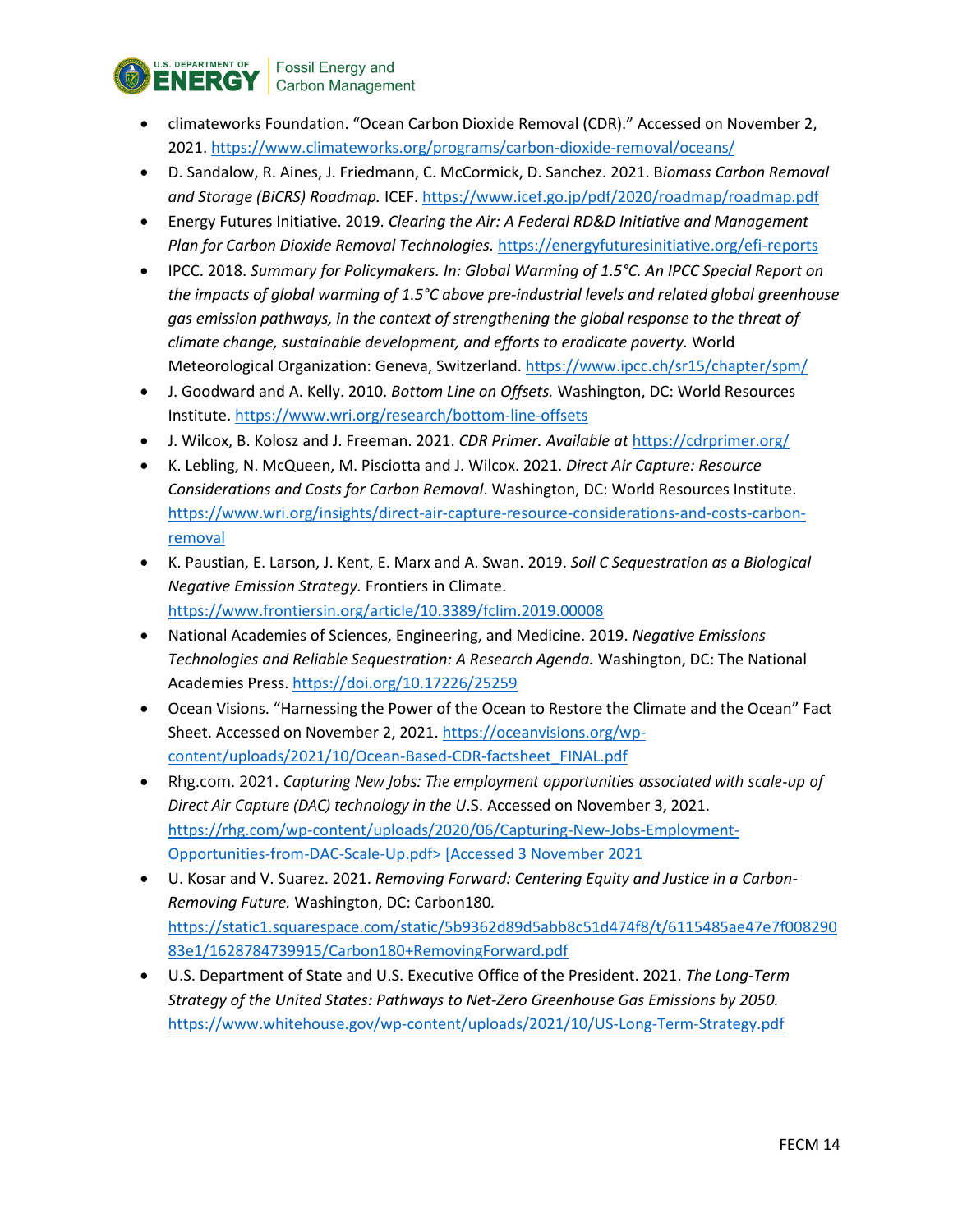- climateworks Foundation. "Ocean Carbon Dioxide Removal (CDR)." Accessed on November 2, 2021. https://www.climateworks.org/programs/carbon-dioxide-removal/oceans/
- D. Sandalow, R. Aines, J. Friedmann, C. McCormick, D. Sanchez. 2021. B*iomass Carbon Removal and Storage (BiCRS) Roadmap.* ICEF. https://www.icef.go.jp/pdf/2020/roadmap/roadmap.pdf
- Energy Futures Initiative. 2019. *Clearing the Air: A Federal RD&D Initiative and Management Plan for Carbon Dioxide Removal Technologies.* https://energyfuturesinitiative.org/efi-reports
- IPCC. 2018. *Summary for Policymakers. In: Global Warming of 1.5°C. An IPCC Special Report on the impacts of global warming of 1.5°C above pre-industrial levels and related global greenhouse gas emission pathways, in the context of strengthening the global response to the threat of climate change, sustainable development, and efforts to eradicate poverty.* World Meteorological Organization: Geneva, Switzerland. https://www.ipcc.ch/sr15/chapter/spm/
- J. Goodward and A. Kelly. 2010. *Bottom Line on Offsets.* Washington, DC: World Resources Institute. https://www.wri.org/research/bottom-line-offsets
- J. Wilcox, B. Kolosz and J. Freeman. 2021. *CDR Primer. Available at* https://cdrprimer.org/
- K. Lebling, N. McQueen, M. Pisciotta and J. Wilcox. 2021. *Direct Air Capture: Resource Considerations and Costs for Carbon Removal*. Washington, DC: World Resources Institute. https://www.wri.org/insights/direct-air-capture-resource-considerations-and-costs-carbon-removal
- K. Paustian, E. Larson, J. Kent, E. Marx and A. Swan. 2019. *Soil C Sequestration as a Biological Negative Emission Strategy.* Frontiers in Climate. https://www.frontiersin.org/article/10.3389/fclim.2019.00008
- National Academies of Sciences, Engineering, and Medicine. 2019. *Negative Emissions Technologies and Reliable Sequestration: A Research Agenda.* Washington, DC: The National Academies Press. https://doi.org/10.17226/25259
- Ocean Visions. "Harnessing the Power of the Ocean to Restore the Climate and the Ocean" Fact Sheet. Accessed on November 2, 2021. https://oceanvisions.org/wp-content/uploads/2021/10/Ocean-Based-CDR-factsheet_FINAL.pdf
- Rhg.com. 2021. *Capturing New Jobs: The employment opportunities associated with scale-up of Direct Air Capture (DAC) technology in the U*.S. Accessed on November 3, 2021. https://rhg.com/wp-content/uploads/2020/06/Capturing-New-Jobs-Employment-Opportunities-from-DAC-Scale-Up.pdf> [Accessed 3 November 2021
- U. Kosar and V. Suarez. 2021. *Removing Forward: Centering Equity and Justice in a Carbon-Removing Future.* Washington, DC: Carbon180*.* https://static1.squarespace.com/static/5b9362d89d5abb8c51d474f8/t/6115485ae47e7f00829083e1/1628784739915/Carbon180+RemovingForward.pdf
- U.S. Department of State and U.S. Executive Office of the President. 2021. *The Long-Term Strategy of the United States: Pathways to Net-Zero Greenhouse Gas Emissions by 2050.* https://www.whitehouse.gov/wp-content/uploads/2021/10/US-Long-Term-Strategy.pdf